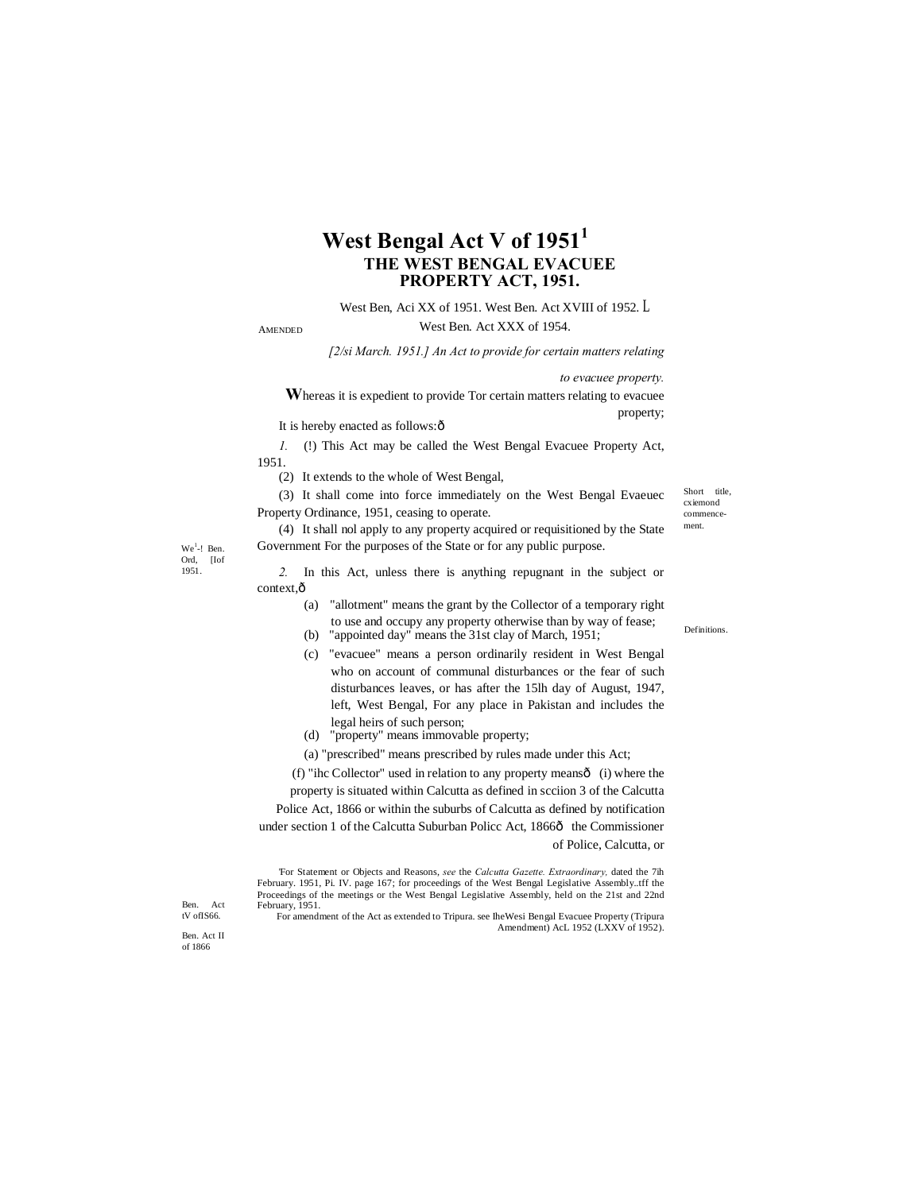# West Bengal Act V of 1951[1]

## THE WEST BENGAL EVACUEE PROPERTY ACT, 1951.

AMENDED West Ben, Aci XX of 1951. West Ben. Act XVIII of 1952. L West Ben. Act XXX of 1954.

*[2/si March. 1951.] An Act to provide for certain matters relating to evacuee property.*

**W**hereas it is expedient to provide Tor certain matters relating to evacuee property;

It is hereby enacted as follows:ð

Short title, cxiemond commencement.

*1.* (!) This Act may be called the West Bengal Evacuee Property Act, 1951.

(2) It extends to the whole of West Bengal,

(3) It shall come into force immediately on the West Bengal Evaeuec Property Ordinance, 1951, ceasing to operate.

We[1]-! Ben. Ord, [Iof 1951.

(4) It shall nol apply to any property acquired or requisitioned by the State Government For the purposes of the State or for any public purpose.

Definitions.

*2.* In this Act, unless there is anything repugnant in the subject or context,ð

(a) "allotment" means the grant by the Collector of a temporary right to use and occupy any property otherwise than by way of fease;

(b) "appointed day" means the 31st clay of March, 1951;

(c) "evacuee" means a person ordinarily resident in West Bengal who on account of communal disturbances or the fear of such disturbances leaves, or has after the 15lh day of August, 1947, left, West Bengal, For any place in Pakistan and includes the legal heirs of such person;

(d) "property" means immovable property;

(a) "prescribed" means prescribed by rules made under this Act;

(f) "ihc Collector" used in relation to any property meansð (i) where the property is situated within Calcutta as defined in scciion 3 of the Calcutta Police Act, 1866 or within the suburbs of Calcutta as defined by notification under section 1 of the Calcutta Suburban Policc Act, 1866ð the Commissioner of Police, Calcutta, or

Ben. Act tV ofIS66.

Ben. Act II of 1866

[1]For Statement or Objects and Reasons, *see* the *Calcutta Gazette. Extraordinary,* dated the 7ih February. 1951, Pi. IV. page 167; for proceedings of the West Bengal Legislative Assembly..tff the Proceedings of the meetings or the West Bengal Legislative Assembly, held on the 21st and 22nd February, 1951.

For amendment of the Act as extended to Tripura. see IheWesi Bengal Evacuee Property (Tripura Amendment) AcL 1952 (LXXV of 1952).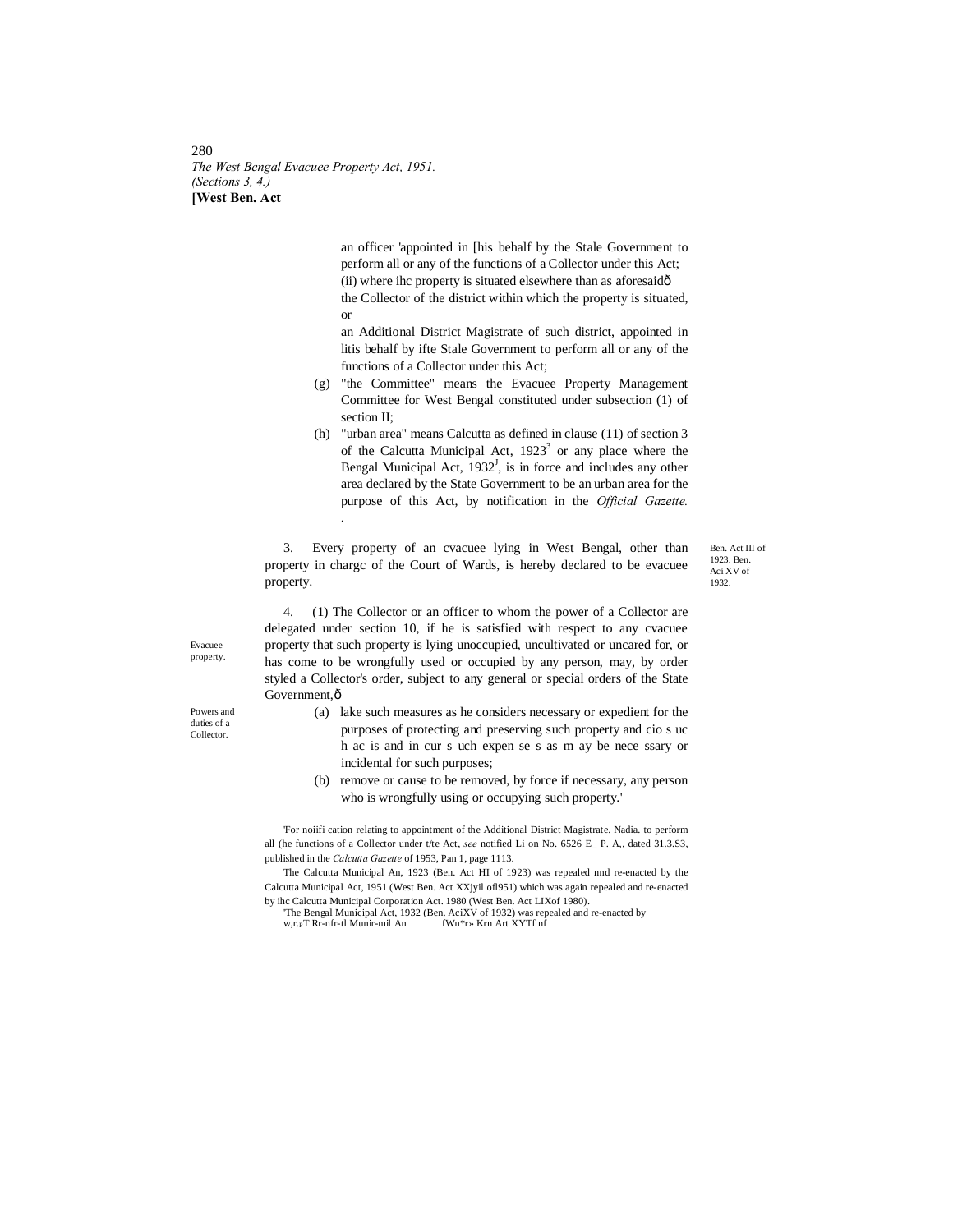an officer 'appointed in [his behalf by the Stale Government to perform all or any of the functions of a Collector under this Act;

(ii) where ihc property is situated elsewhere than as aforesaidô the Collector of the district within which the property is situated, or

an Additional District Magistrate of such district, appointed in litis behalf by ifte Stale Government to perform all or any of the functions of a Collector under this Act;

(g) "the Committee" means the Evacuee Property Management Committee for West Bengal constituted under subsection (1) of section II;

(h) "urban area" means Calcutta as defined in clause (11) of section 3 of the Calcutta Municipal Act, 1923[3] or any place where the Bengal Municipal Act, 1932[J], is in force and includes any other area declared by the State Government to be an urban area for the purpose of this Act, by notification in the *Official Gazette.*

Ben. Act III of 1923. Ben. Aci XV of 1932.

Evacuee property.

3. Every property of an cvacuee lying in West Bengal, other than property in chargc of the Court of Wards, is hereby declared to be evacuee property.

Powers and duties of a Collector.

4. (1) The Collector or an officer to whom the power of a Collector are delegated under section 10, if he is satisfied with respect to any cvacuee property that such property is lying unoccupied, uncultivated or uncared for, or has come to be wrongfully used or occupied by any person, may, by order styled a Collector's order, subject to any general or special orders of the State Government,ô

(a) lake such measures as he considers necessary or expedient for the purposes of protecting and preserving such property and cio s uc h ac is and in cur s uch expen se s as m ay be nece ssary or incidental for such purposes;

(b) remove or cause to be removed, by force if necessary, any person who is wrongfully using or occupying such property.'

'For noiifi cation relating to appointment of the Additional District Magistrate. Nadia. to perform all (he functions of a Collector under t/te Act, *see* notified Li on No. 6526 E_ P. A,, dated 31.3.S3, published in the *Calcutta Gazette* of 1953, Pan 1, page 1113.

The Calcutta Municipal An, 1923 (Ben. Act HI of 1923) was repealed nnd re-enacted by the Calcutta Municipal Act, 1951 (West Ben. Act XXjyil ofl951) which was again repealed and re-enacted by ihc Calcutta Municipal Corporation Act. 1980 (West Ben. Act LIXof 1980).

'The Bengal Municipal Act, 1932 (Ben. AciXV of 1932) was repealed and re-enacted by w,r.PT Rr-nfr-tl Munir-mil An fWn*r» Krn Art XYTf nf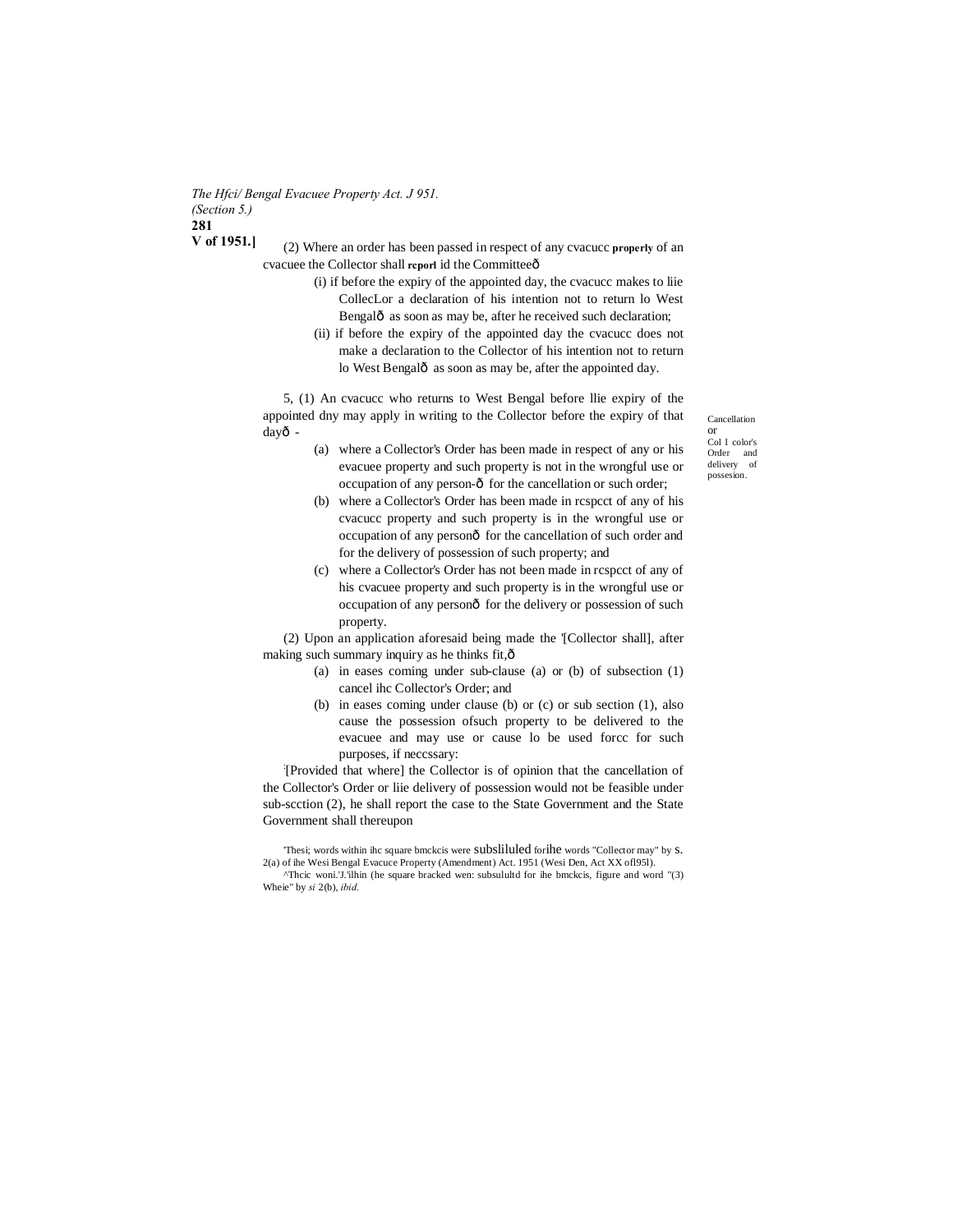(2) Where an order has been passed in respect of any cvacucc **properly** of an cvacuee the Collector shall **rcporl** id the Committeeð

(i) if before the expiry of the appointed day, the cvacucc makes to liie CollecLor a declaration of his intention not to return lo West Bengalð as soon as may be, after he received such declaration;

(ii) if before the expiry of the appointed day the cvacucc does not make a declaration to the Collector of his intention not to return lo West Bengalð as soon as may be, after the appointed day.

Cancellation or Col I color's Order and delivery of possesion.

5, (1) An cvacucc who returns to West Bengal before llie expiry of the appointed dny may apply in writing to the Collector before the expiry of that dayð -

(a) where a Collector's Order has been made in respect of any or his evacuee property and such property is not in the wrongful use or occupation of any person-ð for the cancellation or such order;

(b) where a Collector's Order has been made in rcspcct of any of his cvacucc property and such property is in the wrongful use or occupation of any personð for the cancellation of such order and for the delivery of possession of such property; and

(c) where a Collector's Order has not been made in rcspcct of any of his cvacuee property and such property is in the wrongful use or occupation of any personð for the delivery or possession of such property.

(2) Upon an application aforesaid being made the '[Collector shall], after making such summary inquiry as he thinks fit,ð

(a) in eases coming under sub-clause (a) or (b) of subsection (1) cancel ihc Collector's Order; and

(b) in eases coming under clause (b) or (c) or sub section (1), also cause the possession ofsuch property to be delivered to the evacuee and may use or cause lo be used forcc for such purposes, if neccssary:

:[Provided that where] the Collector is of opinion that the cancellation of the Collector's Order or liie delivery of possession would not be feasible under sub-scction (2), he shall report the case to the State Government and the State Government shall thereupon

'Thesi; words within ihc square bmckcis were subsliluled forihe words "Collector may" by s. 2(a) of ihe Wesi Bengal Evacuce Property (Amendment) Act. 1951 (Wesi Den, Act XX ofl95l).

^Thcic woni.'J.'ilhin (he square bracked wen: subsulultd for ihe bmckcis, figure and word "(3) Wheie" by *si* 2(b), *ibid.*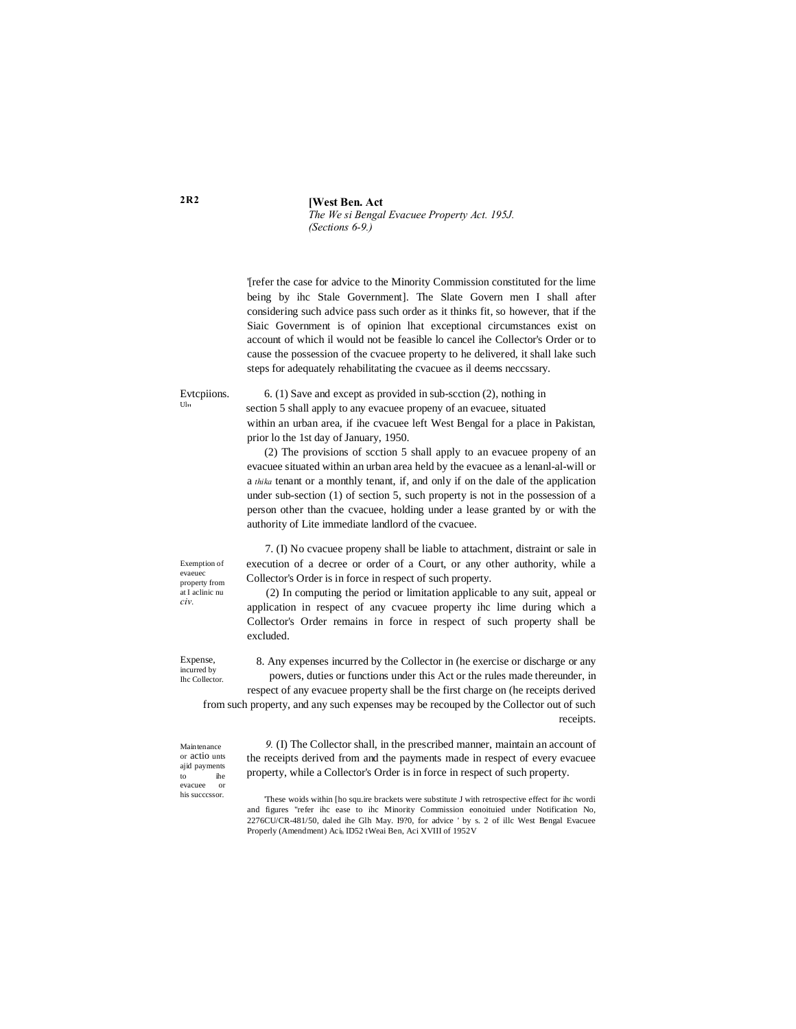'[refer the case for advice to the Minority Commission constituted for the lime being by ihc Stale Government]. The Slate Govern men I shall after considering such advice pass such order as it thinks fit, so however, that if the Siaic Government is of opinion lhat exceptional circumstances exist on account of which il would not be feasible lo cancel ihe Collector's Order or to cause the possession of the cvacuee property to he delivered, it shall lake such steps for adequately rehabilitating the cvacuee as il deems neccssary.

Evtcpiions. Ul..

6. (1) Save and except as provided in sub-scction (2), nothing in section 5 shall apply to any evacuee propeny of an evacuee, situated within an urban area, if ihe cvacuee left West Bengal for a place in Pakistan, prior lo the 1st day of January, 1950.

(2) The provisions of scction 5 shall apply to an evacuee propeny of an evacuee situated within an urban area held by the evacuee as a lenanl-al-will or a *thika* tenant or a monthly tenant, if, and only if on the dale of the application under sub-section (1) of section 5, such property is not in the possession of a person other than the cvacuee, holding under a lease granted by or with the authority of Lite immediate landlord of the cvacuee.

Exemption of evaeuec property from at I aclinic nu *civ.*

7. (I) No cvacuee propeny shall be liable to attachment, distraint or sale in execution of a decree or order of a Court, or any other authority, while a Collector's Order is in force in respect of such property.

(2) In computing the period or limitation applicable to any suit, appeal or application in respect of any cvacuee property ihc lime during which a Collector's Order remains in force in respect of such property shall be excluded.

Expense, incurred by Ihc Collector.

8. Any expenses incurred by the Collector in (he exercise or discharge or any powers, duties or functions under this Act or the rules made thereunder, in respect of any evacuee property shall be the first charge on (he receipts derived from such property, and any such expenses may be recouped by the Collector out of such receipts.

Maintenance or actio unts ajid payments to ihe evacuee or his succcssor.

*9.* (I) The Collector shall, in the prescribed manner, maintain an account of the receipts derived from and the payments made in respect of every evacuee property, while a Collector's Order is in force in respect of such property.

'These woids within [ho squ.ire brackets were substitute J with retrospective effect for ihc wordi and figures "refer ihc ease to ihc Minority Commission eonoituied under Notification No, 2276CU/CR-481/50, daled ihe Glh May. I9?0, for advice ' by s. 2 of illc West Bengal Evacuee Properly (Amendment) Aci, ID52 tWeai Ben, Aci XVIII of 1952V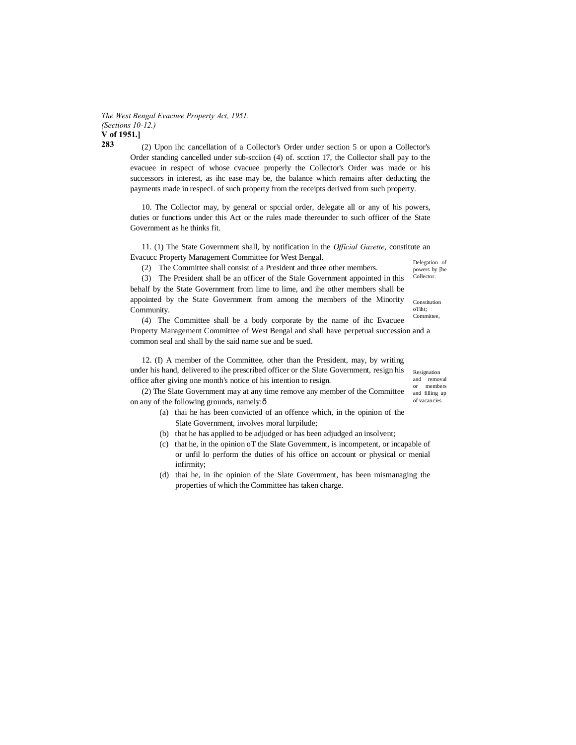(2) Upon ihc cancellation of a Collector's Order under section 5 or upon a Collector's Order standing cancelled under sub-scciion (4) of. scction 17, the Collector shall pay to the evacuee in respect of whose cvacuee properly the Collector's Order was made or his successors in interest, as ihc ease may be, the balance which remains after deducting the payments made in respecL of such property from the receipts derived from such property.

Delegation of powers by [he Collector.

10. The Collector may, by general or spccial order, delegate all or any of his powers, duties or functions under this Act or the rules made thereunder to such officer of the State Government as he thinks fit.

Constitution oTiht; Committee,

11. (1) The State Government shall, by notification in the *Official Gazette*, constitute an Evacucc Property Management Committee for West Bengal.

(2) The Committee shall consist of a President and three other members.

(3) The President shall be an officer of the Stale Government appointed in this behalf by the State Government from lime to lime, and ihe other members shall be appointed by the State Government from among the members of the Minority Community.

(4) The Committee shall be a body corporate by the name of ihc Evacuee Property Management Committee of West Bengal and shall have perpetual succession and a common seal and shall by the said name sue and be sued.

Resignation and removal or members and filling up of vacancies.

12. (I) A member of the Committee, other than the President, may, by writing under his hand, delivered to ihe prescribed officer or the Slate Government, resign his office after giving one month's notice of his intention to resign.

(2) The Slate Government may at any time remove any member of the Committee on any of the following grounds, namely:ð

(a) thai he has been convicted of an offence which, in the opinion of the Slate Government, involves moral lurpilude;

(b) that he has applied to be adjudged or has been adjudged an insolvent;

(c) that he, in the opinion oT the Slate Government, is incompetent, or incapable of or unfil lo perform the duties of his office on account or physical or menial infirmity;

(d) thai he, in ihc opinion of the Slate Government, has been mismanaging the properties of which the Committee has taken charge.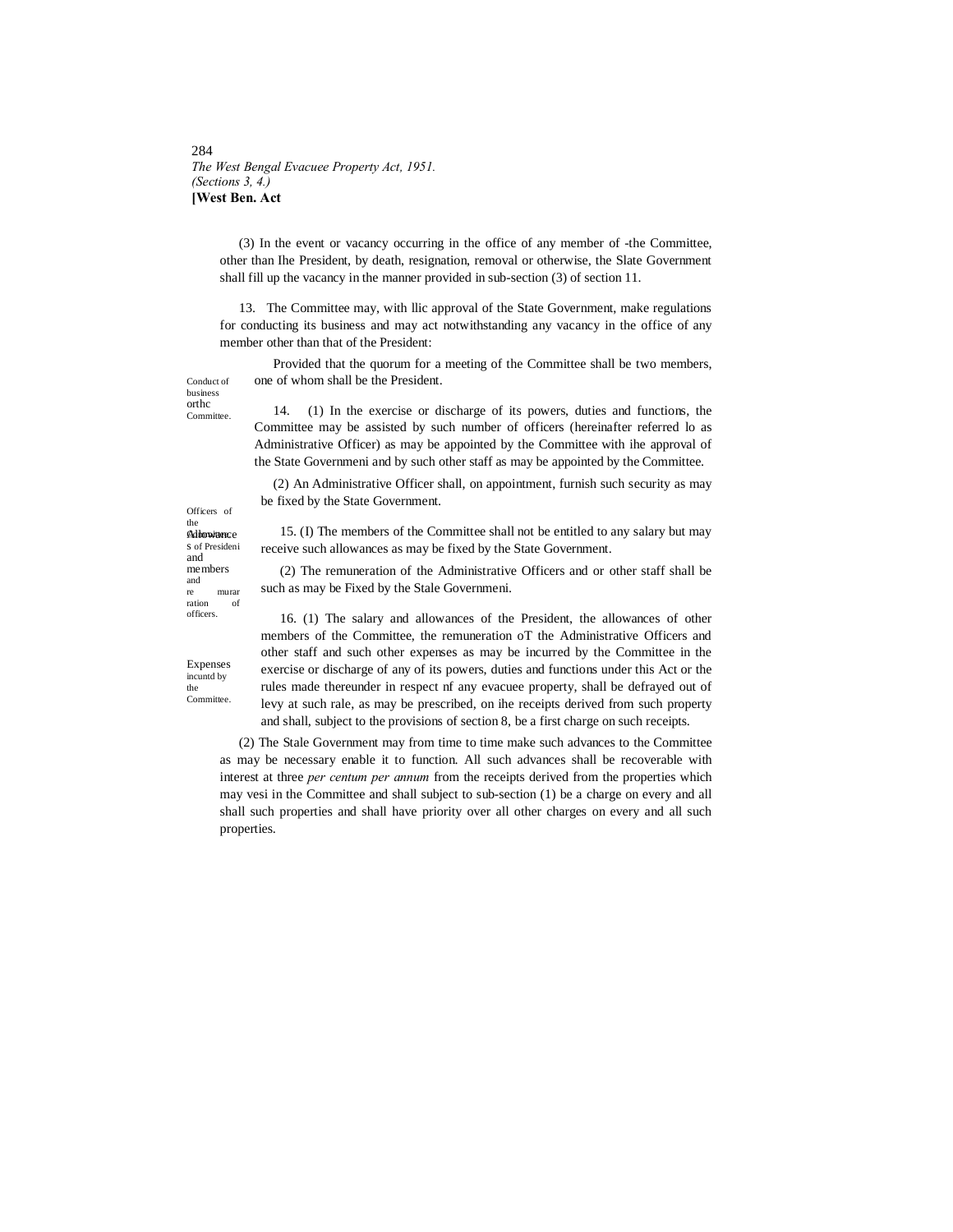(3) In the event or vacancy occurring in the office of any member of -the Committee, other than Ihe President, by death, resignation, removal or otherwise, the Slate Government shall fill up the vacancy in the manner provided in sub-section (3) of section 11.

13. The Committee may, with llic approval of the State Government, make regulations for conducting its business and may act notwithstanding any vacancy in the office of any member other than that of the President:

Conduct of business orthc Committee.

Provided that the quorum for a meeting of the Committee shall be two members, one of whom shall be the President.

Officers of the Committee.

14. (1) In the exercise or discharge of its powers, duties and functions, the Committee may be assisted by such number of officers (hereinafter referred lo as Administrative Officer) as may be appointed by the Committee with ihe approval of the State Governmeni and by such other staff as may be appointed by the Committee.

(2) An Administrative Officer shall, on appointment, furnish such security as may be fixed by the State Government.

Allowances of Presideni and members and remuneration of officers.

15. (I) The members of the Committee shall not be entitled to any salary but may receive such allowances as may be fixed by the State Government.

(2) The remuneration of the Administrative Officers and or other staff shall be such as may be Fixed by the Stale Governmeni.

Expenses incuntd by the Committee.

16. (1) The salary and allowances of the President, the allowances of other members of the Committee, the remuneration oT the Administrative Officers and other staff and such other expenses as may be incurred by the Committee in the exercise or discharge of any of its powers, duties and functions under this Act or the rules made thereunder in respect nf any evacuee property, shall be defrayed out of levy at such rale, as may be prescribed, on ihe receipts derived from such property and shall, subject to the provisions of section 8, be a first charge on such receipts.

(2) The Stale Government may from time to time make such advances to the Committee as may be necessary enable it to function. All such advances shall be recoverable with interest at three *per centum per annum* from the receipts derived from the properties which may vesi in the Committee and shall subject to sub-section (1) be a charge on every and all shall such properties and shall have priority over all other charges on every and all such properties.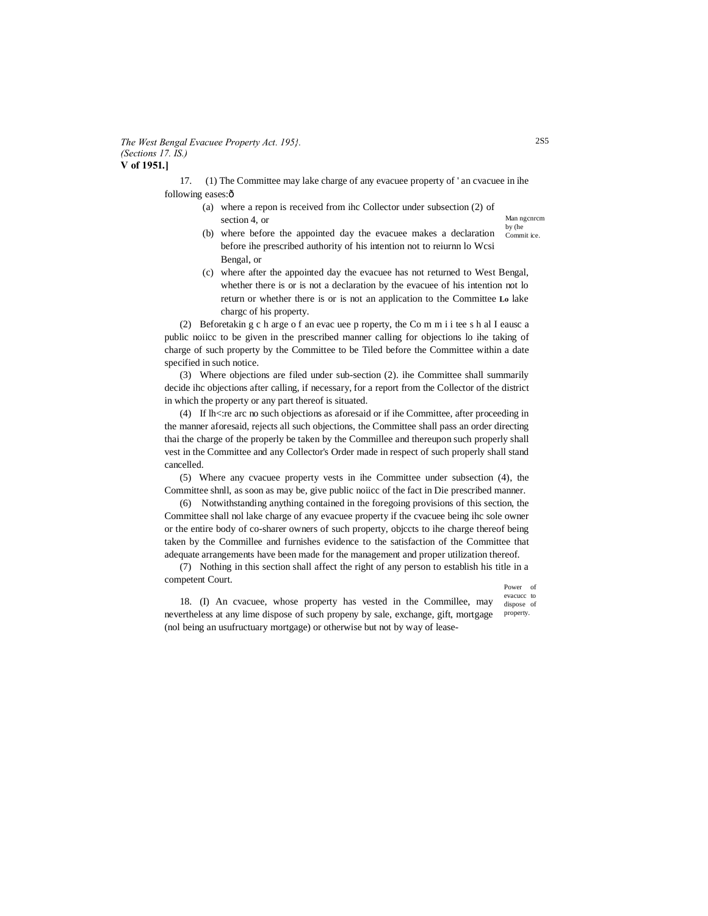17. (1) The Committee may lake charge of any evacuee property of ' an cvacuee in ihe following eases:ô

Man ngcnrcm by (he Commit ice.

(a) where a repon is received from ihc Collector under subsection (2) of section 4, or

(b) where before the appointed day the evacuee makes a declaration before ihe prescribed authority of his intention not to reiurnn lo Wcsi Bengal, or

(c) where after the appointed day the evacuee has not returned to West Bengal, whether there is or is not a declaration by the evacuee of his intention not lo return or whether there is or is not an application to the Committee **Lo** lake chargc of his property.

(2) Beforetakin g c h arge o f an evac uee p roperty, the Co m m i i tee s h al I eausc a public noiicc to be given in the prescribed manner calling for objections lo ihe taking of charge of such property by the Committee to be Tiled before the Committee within a date specified in such notice.

(3) Where objections are filed under sub-section (2). ihe Committee shall summarily decide ihc objections after calling, if necessary, for a report from the Collector of the district in which the property or any part thereof is situated.

(4) If lh<:re arc no such objections as aforesaid or if ihe Committee, after proceeding in the manner aforesaid, rejects all such objections, the Committee shall pass an order directing thai the charge of the properly be taken by the Commillee and thereupon such properly shall vest in the Committee and any Collector's Order made in respect of such properly shall stand cancelled.

(5) Where any cvacuee property vests in ihe Committee under subsection (4), the Committee shnll, as soon as may be, give public noiicc of the fact in Die prescribed manner.

(6) Notwithstanding anything contained in the foregoing provisions of this section, the Committee shall nol lake charge of any evacuee property if the cvacuee being ihc sole owner or the entire body of co-sharer owners of such property, objccts to ihe charge thereof being taken by the Commillee and furnishes evidence to the satisfaction of the Committee that adequate arrangements have been made for the management and proper utilization thereof.

(7) Nothing in this section shall affect the right of any person to establish his title in a competent Court.

Power of evacucc to dispose of property.

18. (I) An cvacuee, whose property has vested in the Commillee, may nevertheless at any lime dispose of such propeny by sale, exchange, gift, mortgage (nol being an usufructuary mortgage) or otherwise but not by way of lease-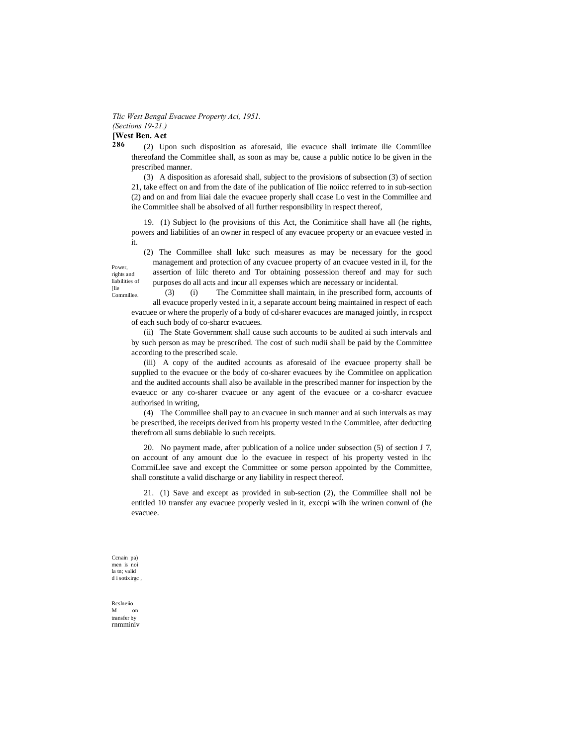(2) Upon such disposition as aforesaid, ilie evacuce shall intimate ilie Commillee thereofand the Committee shall, as soon as may be, cause a public notice lo be given in the prescribed manner.

(3) A disposition as aforesaid shall, subject to the provisions of subsection (3) of section 21, take effect on and from the date of ihe publication of Ilie noiicc referred to in sub-section (2) and on and from liiai dale the evacuee properly shall ccase Lo vest in the Commillee and ihe Commitlee shall be absolved of all further responsibility in respect thereof,

Power, rights and liabilities of [lie Commillee.

19. (1) Subject lo (he provisions of this Act, the Conimitice shall have all (he rights, powers and liabilities of an owner in respecl of any evacuee property or an evacuee vested in it.

(2) The Commillee shall lukc such measures as may be necessary for the good management and protection of any cvacuee property of an cvacuee vested in il, for the assertion of liilc thereto and Tor obtaining possession thereof and may for such purposes do all acts and incur all expenses which are necessary or incidental.

(3) (i) The Committee shall maintain, in ihe prescribed form, accounts of all evacuce properly vested in it, a separate account being maintained in respect of each evacuee or where the properly of a body of cd-sharer evacuces are managed jointly, in rcspcct of each such body of co-sharcr evacuees.

(ii) The State Government shall cause such accounts to be audited ai such intervals and by such person as may be prescribed. The cost of such nudii shall be paid by the Committee according to the prescribed scale.

(iii) A copy of the audited accounts as aforesaid of ihe evacuee property shall be supplied to the evacuee or the body of co-sharer evacuees by ihe Committee on application and the audited accounts shall also be available in the prescribed manner for inspection by the evaeucc or any co-sharer cvacuee or any agent of the evacuee or a co-sharcr evacuee authorised in writing,

(4) The Commillee shall pay to an cvacuee in such manner and ai such intervals as may be prescribed, ihe receipts derived from his property vested in the Commitlee, after deducting therefrom all sums debiiable lo such receipts.

Ccnain pa)men is noi la tn; valid d i sotixirgc ,

20. No payment made, after publication of a nolice under subsection (5) of section J 7, on account of any amount due lo the evacuee in respect of his property vested in ihc CommiLlee save and except the Committee or some person appointed by the Committee, shall constitute a valid discharge or any liability in respect thereof.

Rcslneiio M on transfer by rnmminiv

21. (1) Save and except as provided in sub-section (2), the Commillee shall nol be entitled 10 transfer any evacuee properly vesled in it, exccpi wilh ihe wrinen conwnl of (he evacuee.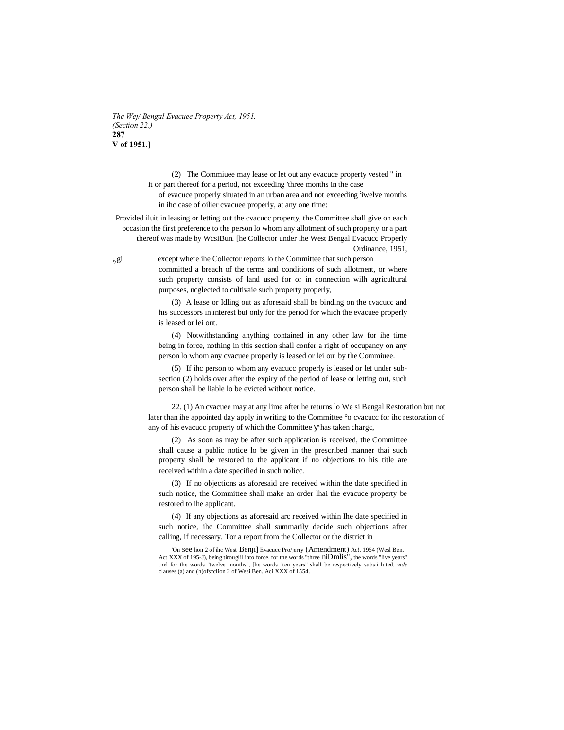(2) The Commiuee may lease or let out any evacuce property vested " in it or part thereof for a period, not exceeding 'three months in the case of evacuce properly situated in an urban area and not exceeding 'iwelve months in ihc case of oilier cvacuee properly, at any one time:

Provided iluit in leasing or letting out the cvacucc property, the Committee shall give on each occasion the first preference to the person lo whom any allotment of such property or a part thereof was made by WcsiBun. [he Collector under ihe West Bengal Evacucc Properly Ordinance, 1951, iygi except where ihe Collector reports lo the Committee that such person committed a breach of the terms and conditions of such allotment, or where such property consists of land used for or in connection wilh agricultural purposes, ncglected to cultivaie such property properly,

(3) A lease or Idling out as aforesaid shall be binding on the cvacucc and his successors in interest but only for the period for which the evacuee properly is leased or lei out.

(4) Notwithstanding anything contained in any other law for ihe time being in force, nothing in this section shall confer a right of occupancy on any person lo whom any cvacuee properly is leased or lei oui by the Commiuee.

(5) If ihc person to whom any evacucc properly is leased or let under sub-section (2) holds over after the expiry of the period of lease or letting out, such person shall be liable lo be evicted without notice.

22. (1) An cvacuee may at any lime after he returns lo We si Bengal Restoration but not later than ihe appointed day apply in writing to the Committee °o cvacucc for ihc restoration of any of his evacucc property of which the Committee has taken chargc,

(2) As soon as may be after such application is received, the Committee shall cause a public notice lo be given in the prescribed manner thai such property shall be restored to the applicant if no objections to his title are received within a date specified in such nolicc.

(3) If no objections as aforesaid are received within the date specified in such notice, the Committee shall make an order lhai the evacuce property be restored to ihe applicant.

(4) If any objections as aforesaid arc received within Ihe date specified in such notice, ihc Committee shall summarily decide such objections after calling, if necessary. Tor a report from the Collector or the district in

'On see lion 2 of ihc West Benji] Evacucc Pro/jerry (Amendment) Ac!. 1954 (Wesl Ben. Act XXX of 195-J), being tirouglil into force, for the words "three niDmlis", the words "live years" .md for the words "twelve months", [he words "ten years" shall be respectively subsii luted, *vide* clauses (a) and (h)ofscclion 2 of Wesi Ben. Aci XXX of 1554.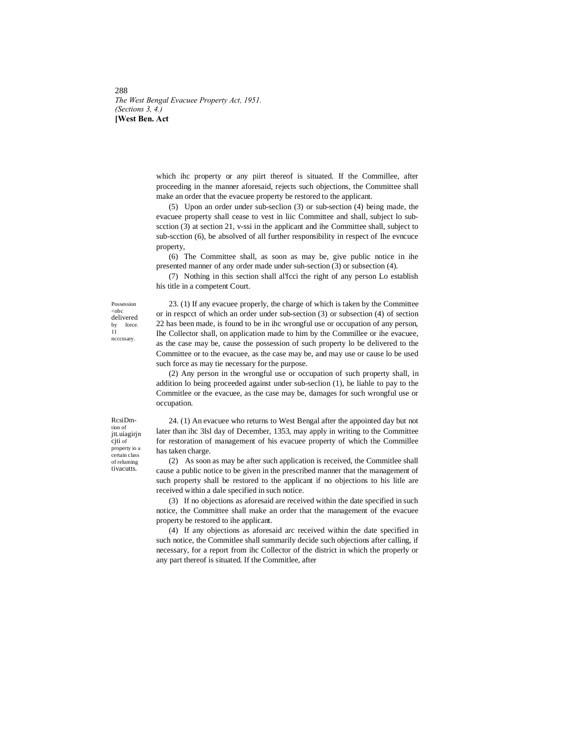which ihc property or any piirt thereof is situated. If the Commillee, after proceeding in the manner aforesaid, rejects such objections, the Committee shall make an order that the evacuee property be restored to the applicant.

(5) Upon an order under sub-seclion (3) or sub-section (4) being made, the evacuee property shall cease to vest in liic Committee and shall, subject lo sub-scction (3) at section 21, v-ssi in the applicant and ihe Committee shall, subject to sub-scction (6), be absolved of all further responsibility in respect of Ihe evncuce property,

(6) The Committee shall, as soon as may be, give public notice in ihe presented manner of any order made under suh-section (3) or subsection (4).

(7) Nothing in this section shall al'fcci the right of any person Lo establish his title in a competent Court.

*Possession <obc delivered by force. 11 ncccssary.*

23. (1) If any evacuee properly, the charge of which is taken by the Committee or in respcct of which an order under sub-section (3) or subsection (4) of section 22 has been made, is found to be in ihc wrongful use or occupation of any person, Ihe Collector shall, on application made to him by the Commillee or ihe evacuee, as the case may be, cause the possession of such property lo be delivered to the Committee or to the evacuee, as the case may be, and may use or cause lo be used such force as may tie necessary for the purpose.

(2) Any person in the wrongful use or occupation of such property shall, in addition lo being proceeded against under sub-seclion (1), be liahle to pay to the Commitlee or the evacuee, as the case may be, damages for such wrongful use or occupation.

*RcsiDm-tion of jtt.uiagirjn cjti of property io a certain class of reluming tivacutts.*

24. (1) An evacuee who returns to West Bengal after the appointed day but not later than ihc 3lsl day of December, 1353, may apply in writing to the Committee for restoration of management of his evacuee property of which the Commillee has taken charge.

(2) As soon as may be after such application is received, the Commitlee shall cause a public notice to be given in the prescribed manner that the management of such property shall be restored to the applicant if no objections to his litle are received within a dale specified in such notice.

(3) If no objections as aforesaid are received within the date specified in such notice, the Committee shall make an order that the management of the evacuee property be restored to ihe applicant.

(4) If any objections as aforesaid arc received within the date specified in such notice, the Commitlee shall summarily decide such objections after calling, if necessary, for a report from ihc Collector of the district in which the properly or any part thereof is situated. If the Commitlee, after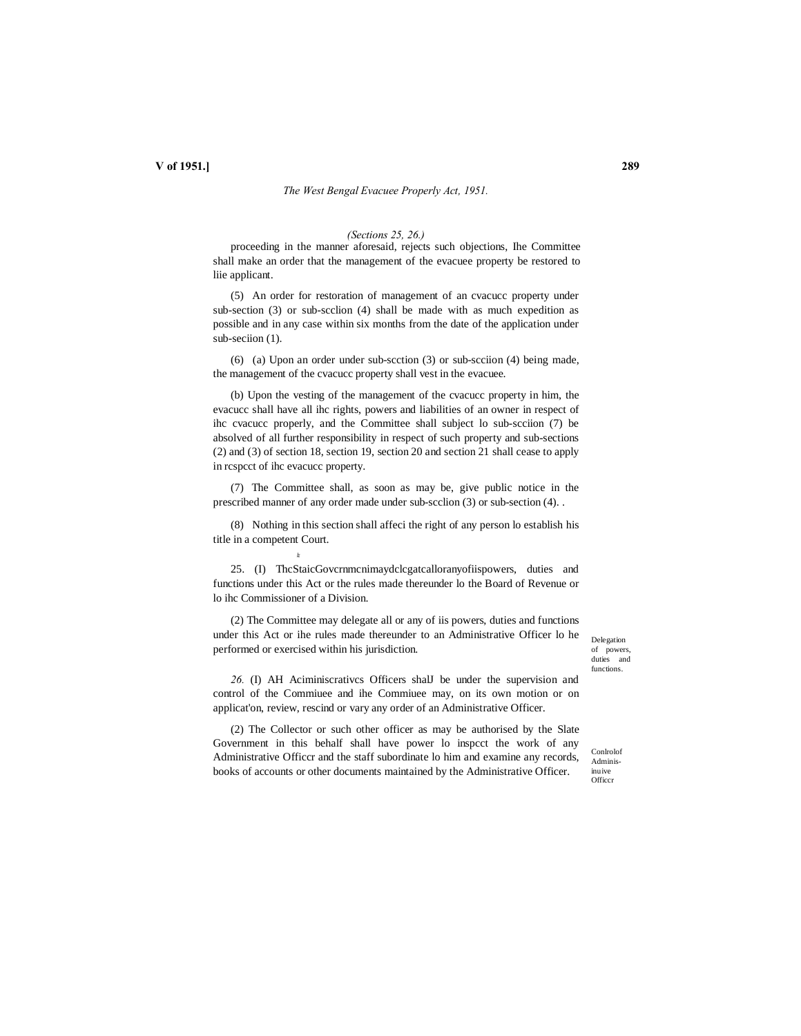*(Sections 25, 26.)*

proceeding in the manner aforesaid, rejects such objections, Ihe Committee shall make an order that the management of the evacuee property be restored to liie applicant.

(5) An order for restoration of management of an cvacucc property under sub-section (3) or sub-scclion (4) shall be made with as much expedition as possible and in any case within six months from the date of the application under sub-seciion (1).

(6) (a) Upon an order under sub-scction (3) or sub-scciion (4) being made, the management of the cvacucc property shall vest in the evacuee.

(b) Upon the vesting of the management of the cvacucc property in him, the evacucc shall have all ihc rights, powers and liabilities of an owner in respect of ihc cvacucc properly, and the Committee shall subject lo sub-scciion (7) be absolved of all further responsibility in respect of such property and sub-sections (2) and (3) of section 18, section 19, section 20 and section 21 shall cease to apply in rcspcct of ihc evacucc property.

(7) The Committee shall, as soon as may be, give public notice in the prescribed manner of any order made under sub-scclion (3) or sub-section (4). .

(8) Nothing in this section shall affeci the right of any person lo establish his title in a competent Court.

Delegation of powers, duties and functions.

25. (I) ThcStaicGovcrnmcnimaydclcgatcalloranyofiispowers, duties and functions under this Act or the rules made thereunder lo the Board of Revenue or lo ihc Commissioner of a Division.

(2) The Committee may delegate all or any of iis powers, duties and functions under this Act or ihe rules made thereunder to an Administrative Officer lo he performed or exercised within his jurisdiction.

Conlrolof Adminis-inuive Officcr

*26.* (I) AH Aciminiscrativcs Officers shalJ be under the supervision and control of the Commiuee and ihe Commiuee may, on its own motion or on applicat'on, review, rescind or vary any order of an Administrative Officer.

(2) The Collector or such other officer as may be authorised by the Slate Government in this behalf shall have power lo inspcct the work of any Administrative Officcr and the staff subordinate lo him and examine any records, books of accounts or other documents maintained by the Administrative Officer.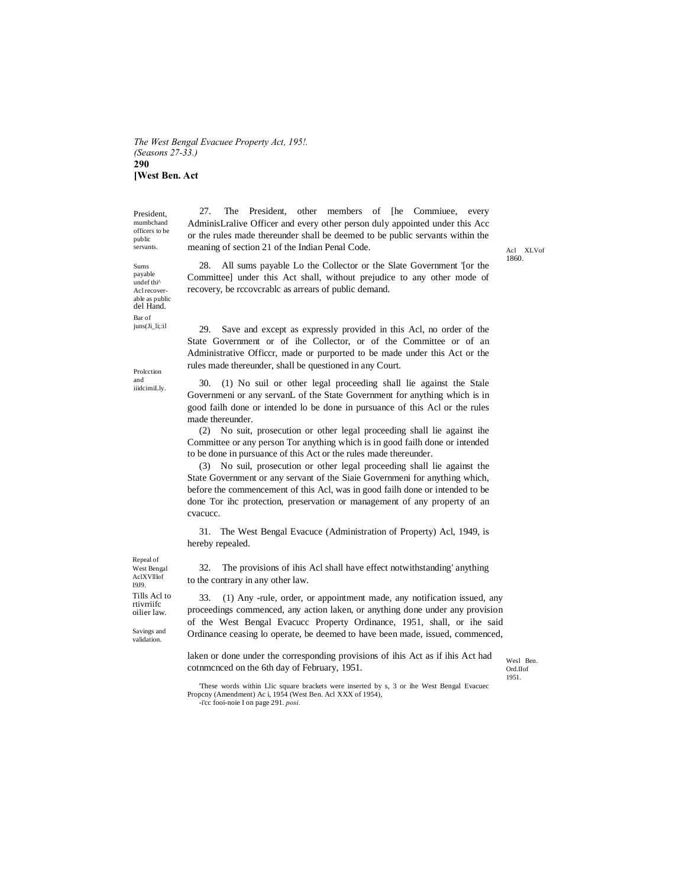President, mumbchand officers to be public servants.

27. The President, other members of [he Commiuee, every AdminisLralive Officer and every other person duly appointed under this Acc or the rules made thereunder shall be deemed to be public servants within the meaning of section 21 of the Indian Penal Code.

Acl XLVof 1860.

Sums payable undef thi^ Acl recover-able as public del Hand.

28. All sums payable Lo the Collector or the Slate Government '[or the Committee] under this Act shall, without prejudice to any other mode of recovery, be rccovcrablc as arrears of public demand.

Bar of juns(Ji_li;:il

29. Save and except as expressly provided in this Acl, no order of the State Government or of ihe Collector, or of the Committee or of an Administrative Officcr, made or purported to be made under this Act or the rules made thereunder, shall be questioned in any Court.

Prolcction and iiidcimiLly.

30. (1) No suil or other legal proceeding shall lie against the Stale Governmeni or any servanL of the State Government for anything which is in good failh done or intended lo be done in pursuance of this Acl or the rules made thereunder.

(2) No suit, prosecution or other legal proceeding shall lie against ihe Committee or any person Tor anything which is in good failh done or intended to be done in pursuance of this Act or the rules made thereunder.

(3) No suil, prosecution or other legal proceeding shall lie against the State Government or any servant of the Siaie Governmeni for anything which, before the commencement of this Acl, was in good failh done or intended to be done Tor ihc protection, preservation or management of any property of an cvacucc.

Repeal of West Bengal AclXVlllof I9J9.

31. The West Bengal Evacuce (Administration of Property) Acl, 1949, is hereby repealed.

Tills Acl to rtivrriifc oilier law.

32. The provisions of ihis Acl shall have effect notwithstanding' anything to the contrary in any other law.

Savings and validation.

33. (1) Any -rule, order, or appointment made, any notification issued, any proceedings commenced, any action laken, or anything done under any provision of the West Bengal Evacucc Property Ordinance, 1951, shall, or ihe said Ordinance ceasing lo operate, be deemed to have been made, issued, commenced, laken or done under the corresponding provisions of ihis Act as if ihis Act had cotnmcnced on the 6th day of February, 1951.

Wesl Ben. Ord.IIof 1951.

'These words within Llic square brackets were inserted by s, 3 or ihe West Bengal Evacuec Propcny (Amendment) Ac i, 1954 (West Ben. Acl XXX of 1954),
-i'cc fooi-noie I on page 291. *posi.*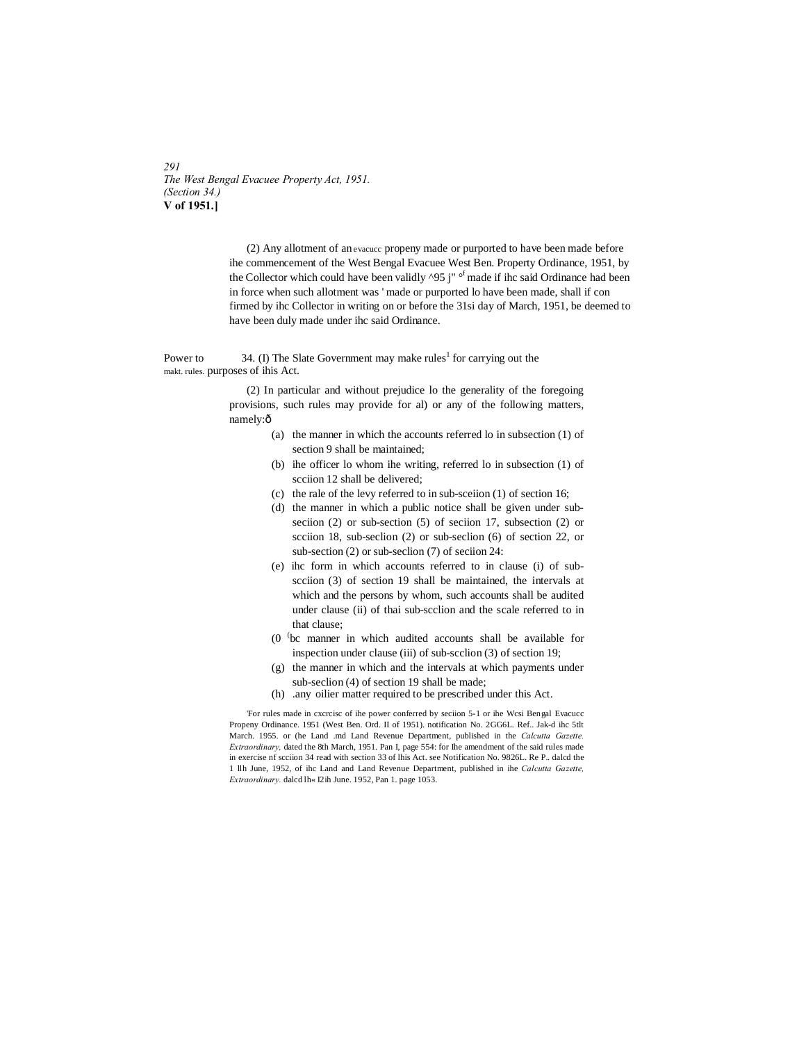(2) Any allotment of an evacucc propeny made or purported to have been made before ihe commencement of the West Bengal Evacuee West Ben. Property Ordinance, 1951, by the Collector which could have been validly ^95 j" °f made if ihc said Ordinance had been in force when such allotment was ' made or purported lo have been made, shall if con firmed by ihc Collector in writing on or before the 31si day of March, 1951, be deemed to have been duly made under ihc said Ordinance.

Power to makt. rules.

34. (I) The Slate Government may make rules[1] for carrying out the purposes of ihis Act.

(2) In particular and without prejudice lo the generality of the foregoing provisions, such rules may provide for al) or any of the following matters, namely:ð

(a) the manner in which the accounts referred lo in subsection (1) of section 9 shall be maintained;

(b) ihe officer lo whom ihe writing, referred lo in subsection (1) of scciion 12 shall be delivered;

(c) the rale of the levy referred to in sub-sceiion (1) of section 16;

(d) the manner in which a public notice shall be given under sub-seciion (2) or sub-section (5) of seciion 17, subsection (2) or scciion 18, sub-seclion (2) or sub-seclion (6) of section 22, or sub-section (2) or sub-seclion (7) of seciion 24:

(e) ihc form in which accounts referred to in clause (i) of sub-scciion (3) of section 19 shall be maintained, the intervals at which and the persons by whom, such accounts shall be audited under clause (ii) of thai sub-scclion and the scale referred to in that clause;

(0 (bc manner in which audited accounts shall be available for inspection under clause (iii) of sub-scclion (3) of section 19;

(g) the manner in which and the intervals at which payments under sub-seclion (4) of section 19 shall be made;

(h) .any oilier matter required to be prescribed under this Act.

[1]For rules made in cxcrcisc of ihe power conferred by seciion 5-1 or ihe Wcsi Bengal Evacucc Propeny Ordinance. 1951 (West Ben. Ord. II of 1951). notification No. 2GG6L. Ref.. Jak-d ihc 5tlt March. 1955. or (he Land .md Land Revenue Department, published in the *Calcutta Gazette. Extraordinary,* dated the 8th March, 1951. Pan I, page 554: for Ihe amendment of the said rules made in exercise nf scciion 34 read with section 33 of lhis Act. see Notification No. 9826L. Re P.. dalcd the 1 llh June, 1952, of ihc Land and Land Revenue Department, published in ihe *Calcutta Gazette, Extraordinary.* dalcd lh« l2ih June. 1952, Pan 1. page 1053.